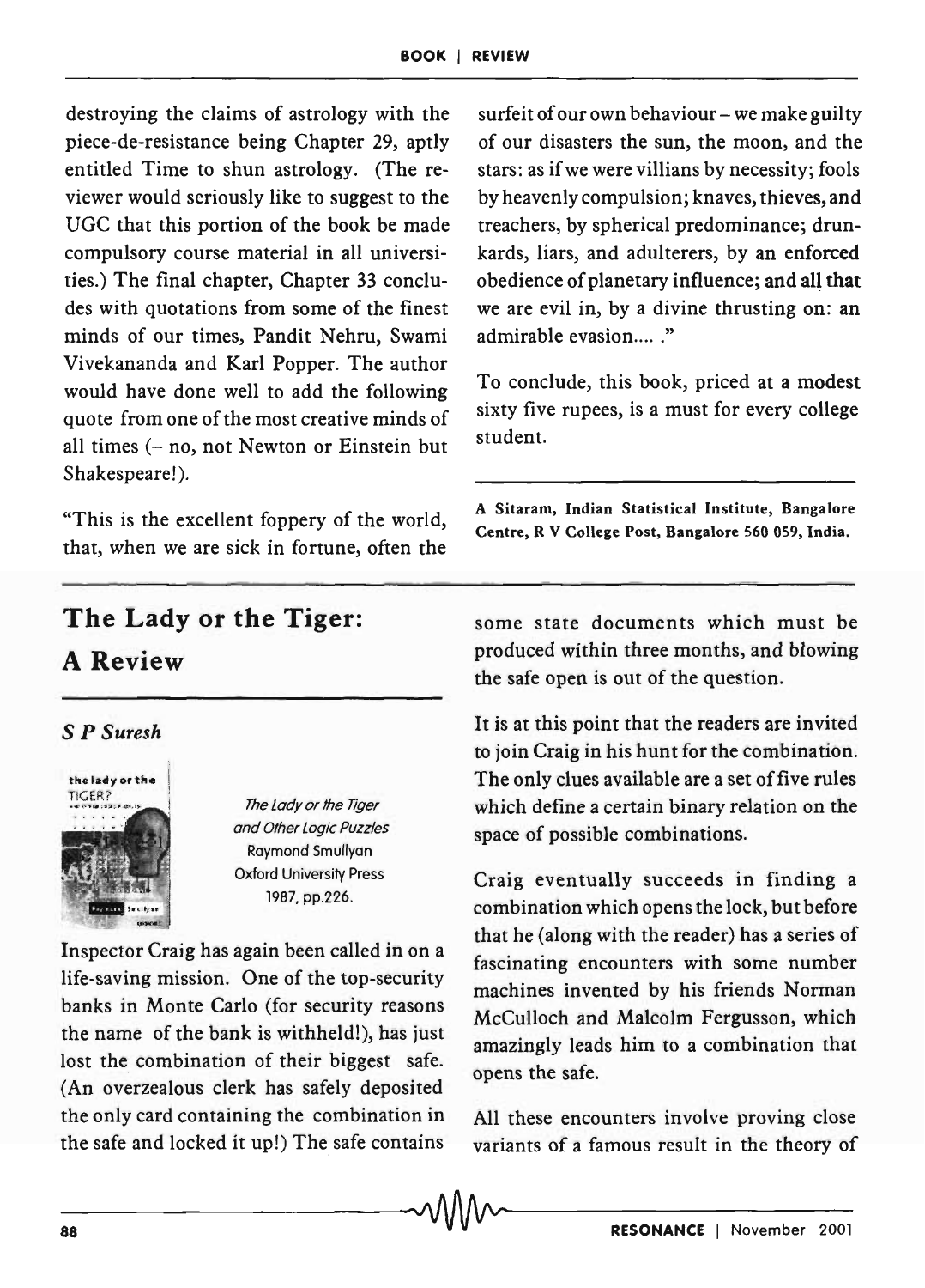destroying the claims of astrology with the piece-de-resistance being Chapter 29, aptly entitled Time to shun astrology. (The reviewer would seriously like to suggest to the UGC that this portion of the book be made compulsory course material in all universities.) The final chapter, Chapter 33 concludes with quotations from some of the finest minds of our times, Pandit Nehru, Swami Vivekananda and Karl Popper. The author would have done well to add the following quote from one of the most creative minds of all times (– no, not Newton or Einstein but Shakespeare!).

"This is the excellent foppery of the world, that, when we are sick in fortune, often the surfeit of our own behaviour – we make guilty of our disasters the sun, the moon, and the stars: as if we were villians by necessity; fools by heavenly compulsion; knaves, thieves, and treachers, by spherical predominance; drunkards, liars, and adulterers, by an enforced obedience of planetary influence; and all that we are evil in, by a divine thrusting on: an admirable evasion.... ."

To conclude, this book, priced at a modest sixty five rupees, is a must for every college student.

**A Sitaram, Indian Statistical Institute, Bangalore Centre, R V College Post, Bangalore 560 059, India.**

## The Lady or the Tiger: A Review

***S P Suresh***

*The Lady or the Tiger and Other Logic Puzzles*
Raymond Smullyan
Oxford University Press
1987, pp.226.

Inspector Craig has again been called in on a life-saving mission. One of the top-security banks in Monte Carlo (for security reasons the name of the bank is withheld!), has just lost the combination of their biggest safe. (An overzealous clerk has safely deposited the only card containing the combination in the safe and locked it up!) The safe contains some state documents which must be produced within three months, and blowing the safe open is out of the question.

It is at this point that the readers are invited to join Craig in his hunt for the combination. The only clues available are a set of five rules which define a certain binary relation on the space of possible combinations.

Craig eventually succeeds in finding a combination which opens the lock, but before that he (along with the reader) has a series of fascinating encounters with some number machines invented by his friends Norman McCulloch and Malcolm Fergusson, which amazingly leads him to a combination that opens the safe.

All these encounters involve proving close variants of a famous result in the theory of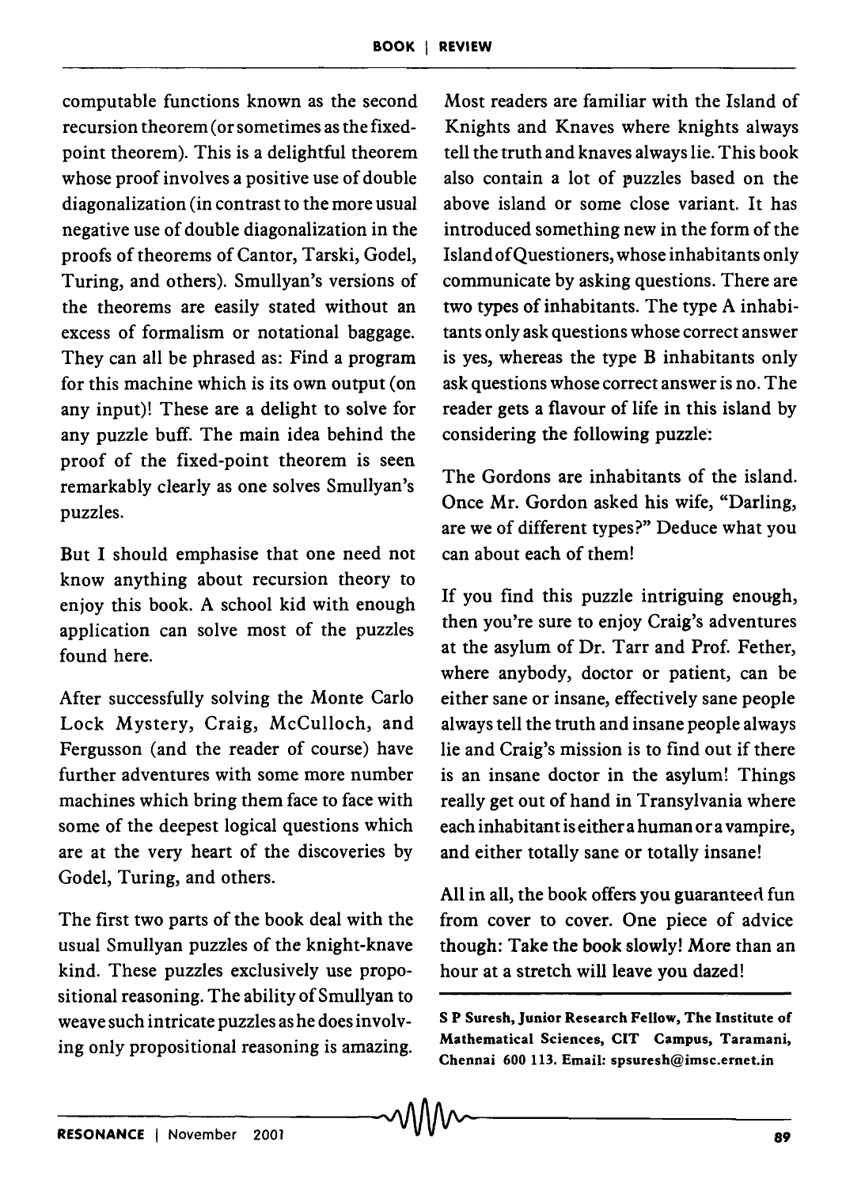computable functions known as the second recursion theorem (or sometimes as the fixed-point theorem). This is a delightful theorem whose proof involves a positive use of double diagonalization (in contrast to the more usual negative use of double diagonalization in the proofs of theorems of Cantor, Tarski, Godel, Turing, and others). Smullyan's versions of the theorems are easily stated without an excess of formalism or notational baggage. They can all be phrased as: Find a program for this machine which is its own output (on any input)! These are a delight to solve for any puzzle buff. The main idea behind the proof of the fixed-point theorem is seen remarkably clearly as one solves Smullyan's puzzles.

But I should emphasise that one need not know anything about recursion theory to enjoy this book. A school kid with enough application can solve most of the puzzles found here.

After successfully solving the Monte Carlo Lock Mystery, Craig, McCulloch, and Fergusson (and the reader of course) have further adventures with some more number machines which bring them face to face with some of the deepest logical questions which are at the very heart of the discoveries by Godel, Turing, and others.

The first two parts of the book deal with the usual Smullyan puzzles of the knight-knave kind. These puzzles exclusively use propositional reasoning. The ability of Smullyan to weave such intricate puzzles as he does involving only propositional reasoning is amazing.

Most readers are familiar with the Island of Knights and Knaves where knights always tell the truth and knaves always lie. This book also contain a lot of puzzles based on the above island or some close variant. It has introduced something new in the form of the Island of Questioners, whose inhabitants only communicate by asking questions. There are two types of inhabitants. The type A inhabitants only ask questions whose correct answer is yes, whereas the type B inhabitants only ask questions whose correct answer is no. The reader gets a flavour of life in this island by considering the following puzzle:

The Gordons are inhabitants of the island. Once Mr. Gordon asked his wife, "Darling, are we of different types?" Deduce what you can about each of them!

If you find this puzzle intriguing enough, then you're sure to enjoy Craig's adventures at the asylum of Dr. Tarr and Prof. Fether, where anybody, doctor or patient, can be either sane or insane, effectively sane people always tell the truth and insane people always lie and Craig's mission is to find out if there is an insane doctor in the asylum! Things really get out of hand in Transylvania where each inhabitant is either a human or a vampire, and either totally sane or totally insane!

All in all, the book offers you guaranteed fun from cover to cover. One piece of advice though: Take the book slowly! More than an hour at a stretch will leave you dazed!

**S P Suresh, Junior Research Fellow, The Institute of Mathematical Sciences, CIT Campus, Taramani, Chennai 600 113. Email: spsuresh@imsc.ernet.in**